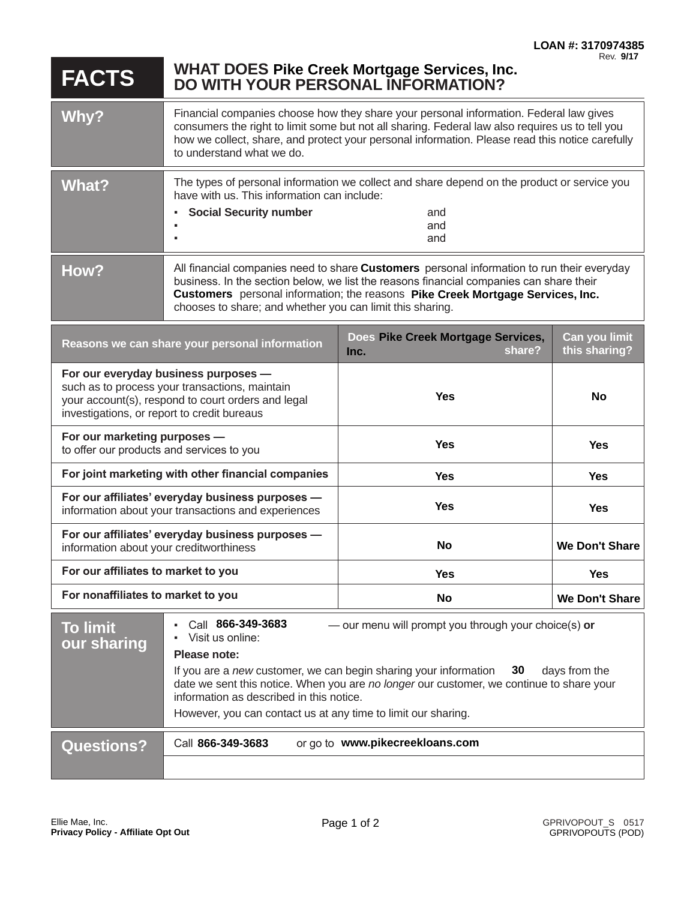**LOAN #: 3170974385**

Rev. **9/17**

# FACTS — WHAT DOES Pike Creek Mortgage Services, Inc. DO WITH YOUR PERSONAL INFORMATION?

## Why?

Financial companies choose how they share your personal information. Federal law gives consumers the right to limit some but not all sharing. Federal law also requires us to tell you how we collect, share, and protect your personal information. Please read this notice carefully to understand what we do.

## What?

The types of personal information we collect and share depend on the product or service you have with us. This information can include:

- **Social Security number** and
- and
- and

## How?

All financial companies need to share **Customers** personal information to run their everyday business. In the section below, we list the reasons financial companies can share their **Customers** personal information; the reasons **Pike Creek Mortgage Services, Inc.** chooses to share; and whether you can limit this sharing.

| Reasons we can share your personal information | Does Pike Creek Mortgage Services, Inc. share? | Can you limit this sharing? |
|---|---|---|
| **For our everyday business purposes —** such as to process your transactions, maintain your account(s), respond to court orders and legal investigations, or report to credit bureaus | **Yes** | **No** |
| **For our marketing purposes —** to offer our products and services to you | **Yes** | **Yes** |
| **For joint marketing with other financial companies** | **Yes** | **Yes** |
| **For our affiliates' everyday business purposes —** information about your transactions and experiences | **Yes** | **Yes** |
| **For our affiliates' everyday business purposes —** information about your creditworthiness | **No** | **We Don't Share** |
| **For our affiliates to market to you** | **Yes** | **Yes** |
| **For nonaffiliates to market to you** | **No** | **We Don't Share** |

## To limit our sharing

- Call **866-349-3683** — our menu will prompt you through your choice(s) **or**
- Visit us online:

**Please note:**

If you are a *new* customer, we can begin sharing your information **30** days from the date we sent this notice. When you are *no longer* our customer, we continue to share your information as described in this notice.

However, you can contact us at any time to limit our sharing.

## Questions?

Call **866-349-3683** or go to **www.pikecreekloans.com**

Ellie Mae, Inc.
**Privacy Policy - Affiliate Opt Out**

GPRIVOPOUT_S 0517
GPRIVOPOUTS (POD)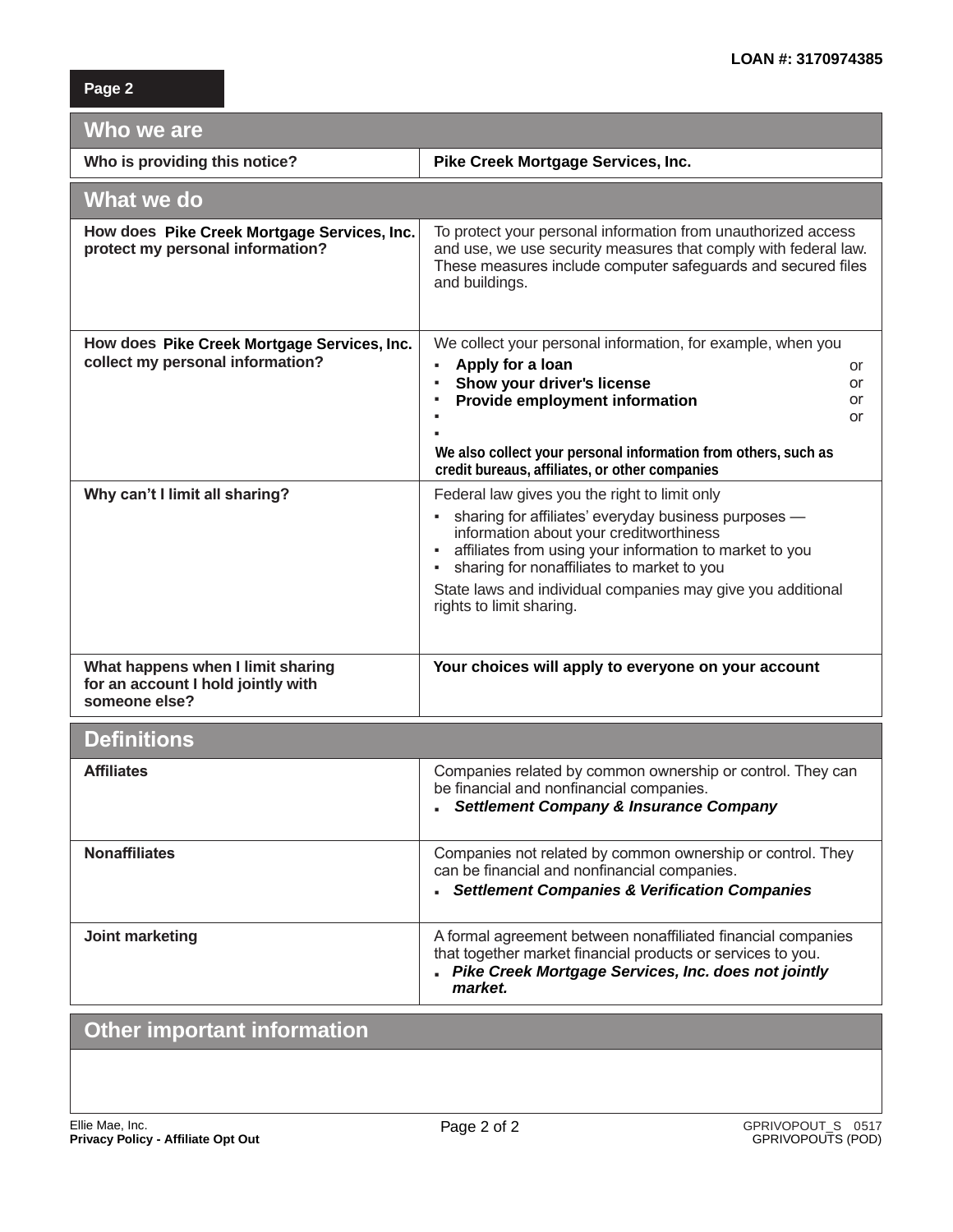LOAN #: 3170974385

Page 2

| Who we are | |
|---|---|
| **Who is providing this notice?** | **Pike Creek Mortgage Services, Inc.** |

| What we do | |
|---|---|
| **How does Pike Creek Mortgage Services, Inc. protect my personal information?** | To protect your personal information from unauthorized access and use, we use security measures that comply with federal law. These measures include computer safeguards and secured files and buildings. |
| **How does Pike Creek Mortgage Services, Inc. collect my personal information?** | We collect your personal information, for example, when you<br>▪ **Apply for a loan** or<br>▪ **Show your driver's license** or<br>▪ **Provide employment information** or<br>▪ or<br>▪<br>**We also collect your personal information from others, such as credit bureaus, affiliates, or other companies** |
| **Why can't I limit all sharing?** | Federal law gives you the right to limit only<br>▪ sharing for affiliates' everyday business purposes — information about your creditworthiness<br>▪ affiliates from using your information to market to you<br>▪ sharing for nonaffiliates to market to you<br>State laws and individual companies may give you additional rights to limit sharing. |
| **What happens when I limit sharing for an account I hold jointly with someone else?** | **Your choices will apply to everyone on your account** |

| Definitions | |
|---|---|
| **Affiliates** | Companies related by common ownership or control. They can be financial and nonfinancial companies.<br>▪ ***Settlement Company & Insurance Company*** |
| **Nonaffiliates** | Companies not related by common ownership or control. They can be financial and nonfinancial companies.<br>▪ ***Settlement Companies & Verification Companies*** |
| **Joint marketing** | A formal agreement between nonaffiliated financial companies that together market financial products or services to you.<br>▪ ***Pike Creek Mortgage Services, Inc. does not jointly market.*** |

## Other important information

Ellie Mae, Inc.
**Privacy Policy - Affiliate Opt Out**

GPRIVOPOUT_S 0517
GPRIVOPOUTS (POD)